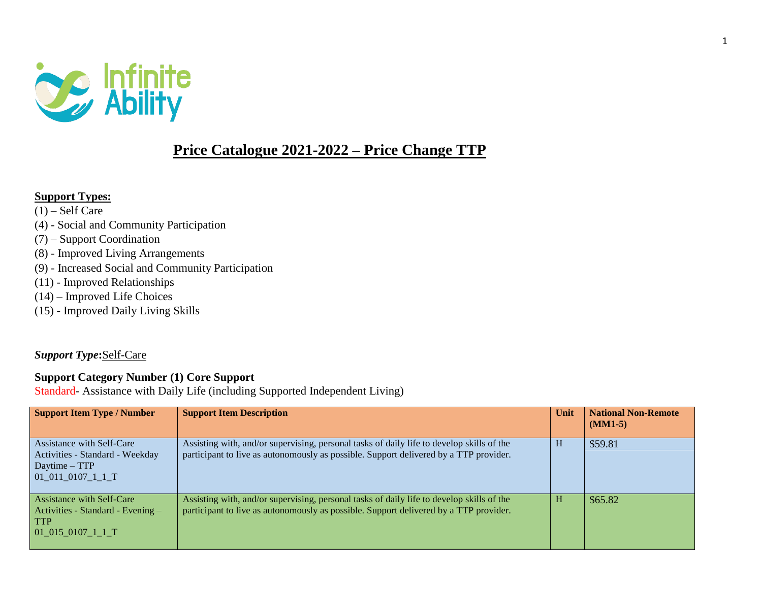# Price Catalogue 2021-2022 – Price Change TTP

**Support Types:**

(1) – Self Care
(4) - Social and Community Participation
(7) – Support Coordination
(8) - Improved Living Arrangements
(9) - Increased Social and Community Participation
(11) - Improved Relationships
(14) – Improved Life Choices
(15) - Improved Daily Living Skills

***Support Type*:** Self-Care

**Support Category Number (1) Core Support**

Standard- Assistance with Daily Life (including Supported Independent Living)

| Support Item Type / Number | Support Item Description | Unit | National Non-Remote (MM1-5) |
|---|---|---|---|
| Assistance with Self-Care Activities - Standard - Weekday Daytime – TTP 01_011_0107_1_1_T | Assisting with, and/or supervising, personal tasks of daily life to develop skills of the participant to live as autonomously as possible. Support delivered by a TTP provider. | H | $59.81 |
| Assistance with Self-Care Activities - Standard - Evening – TTP 01_015_0107_1_1_T | Assisting with, and/or supervising, personal tasks of daily life to develop skills of the participant to live as autonomously as possible. Support delivered by a TTP provider. | H | $65.82 |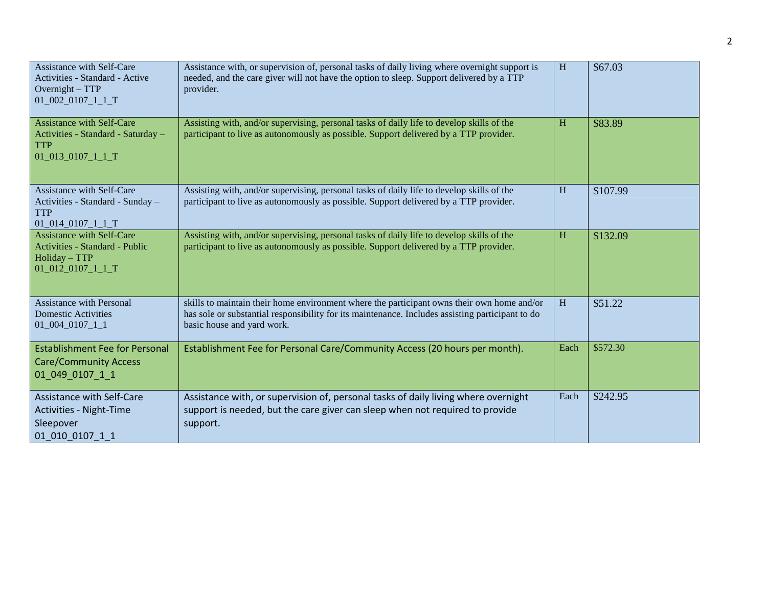| Assistance with Self-Care Activities - Standard - Active Overnight – TTP 01_002_0107_1_1_T | Assistance with, or supervision of, personal tasks of daily living where overnight support is needed, and the care giver will not have the option to sleep. Support delivered by a TTP provider. | H | $67.03 |
|---|---|---|---|
| Assistance with Self-Care Activities - Standard - Saturday – TTP 01_013_0107_1_1_T | Assisting with, and/or supervising, personal tasks of daily life to develop skills of the participant to live as autonomously as possible. Support delivered by a TTP provider. | H | $83.89 |
| Assistance with Self-Care Activities - Standard - Sunday – TTP 01_014_0107_1_1_T | Assisting with, and/or supervising, personal tasks of daily life to develop skills of the participant to live as autonomously as possible. Support delivered by a TTP provider. | H | $107.99 |
| Assistance with Self-Care Activities - Standard - Public Holiday – TTP 01_012_0107_1_1_T | Assisting with, and/or supervising, personal tasks of daily life to develop skills of the participant to live as autonomously as possible. Support delivered by a TTP provider. | H | $132.09 |
| Assistance with Personal Domestic Activities 01_004_0107_1_1 | skills to maintain their home environment where the participant owns their own home and/or has sole or substantial responsibility for its maintenance. Includes assisting participant to do basic house and yard work. | H | $51.22 |
| Establishment Fee for Personal Care/Community Access 01_049_0107_1_1 | Establishment Fee for Personal Care/Community Access (20 hours per month). | Each | $572.30 |
| Assistance with Self-Care Activities - Night-Time Sleepover 01_010_0107_1_1 | Assistance with, or supervision of, personal tasks of daily living where overnight support is needed, but the care giver can sleep when not required to provide support. | Each | $242.95 |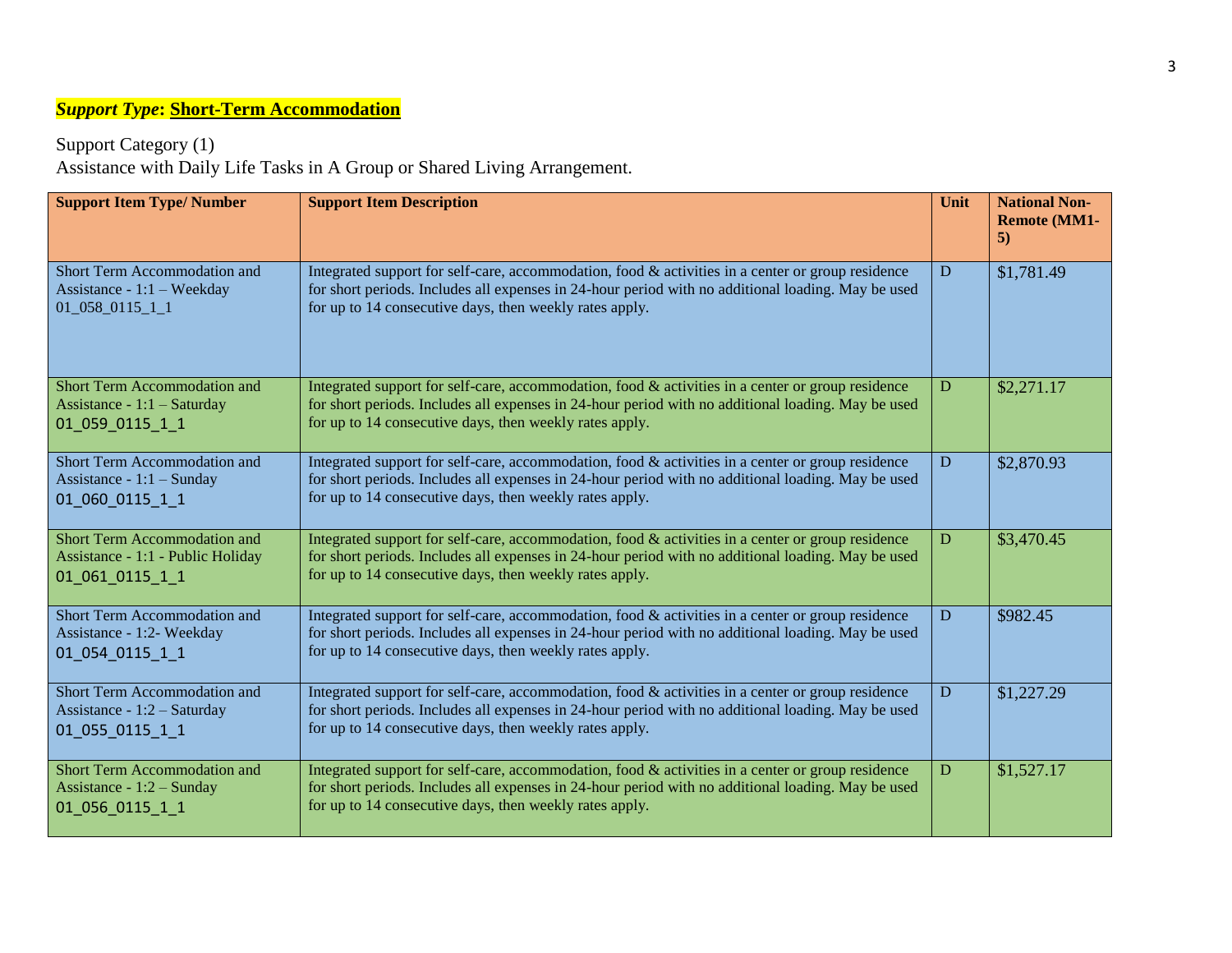***Support Type*: Short-Term Accommodation**

Support Category (1)
Assistance with Daily Life Tasks in A Group or Shared Living Arrangement.

| Support Item Type/ Number | Support Item Description | Unit | National Non-Remote (MM1-5) |
|---|---|---|---|
| Short Term Accommodation and Assistance - 1:1 – Weekday 01_058_0115_1_1 | Integrated support for self-care, accommodation, food & activities in a center or group residence for short periods. Includes all expenses in 24-hour period with no additional loading. May be used for up to 14 consecutive days, then weekly rates apply. | D | $1,781.49 |
| Short Term Accommodation and Assistance - 1:1 – Saturday 01_059_0115_1_1 | Integrated support for self-care, accommodation, food & activities in a center or group residence for short periods. Includes all expenses in 24-hour period with no additional loading. May be used for up to 14 consecutive days, then weekly rates apply. | D | $2,271.17 |
| Short Term Accommodation and Assistance - 1:1 – Sunday 01_060_0115_1_1 | Integrated support for self-care, accommodation, food & activities in a center or group residence for short periods. Includes all expenses in 24-hour period with no additional loading. May be used for up to 14 consecutive days, then weekly rates apply. | D | $2,870.93 |
| Short Term Accommodation and Assistance - 1:1 - Public Holiday 01_061_0115_1_1 | Integrated support for self-care, accommodation, food & activities in a center or group residence for short periods. Includes all expenses in 24-hour period with no additional loading. May be used for up to 14 consecutive days, then weekly rates apply. | D | $3,470.45 |
| Short Term Accommodation and Assistance - 1:2- Weekday 01_054_0115_1_1 | Integrated support for self-care, accommodation, food & activities in a center or group residence for short periods. Includes all expenses in 24-hour period with no additional loading. May be used for up to 14 consecutive days, then weekly rates apply. | D | $982.45 |
| Short Term Accommodation and Assistance - 1:2 – Saturday 01_055_0115_1_1 | Integrated support for self-care, accommodation, food & activities in a center or group residence for short periods. Includes all expenses in 24-hour period with no additional loading. May be used for up to 14 consecutive days, then weekly rates apply. | D | $1,227.29 |
| Short Term Accommodation and Assistance - 1:2 – Sunday 01_056_0115_1_1 | Integrated support for self-care, accommodation, food & activities in a center or group residence for short periods. Includes all expenses in 24-hour period with no additional loading. May be used for up to 14 consecutive days, then weekly rates apply. | D | $1,527.17 |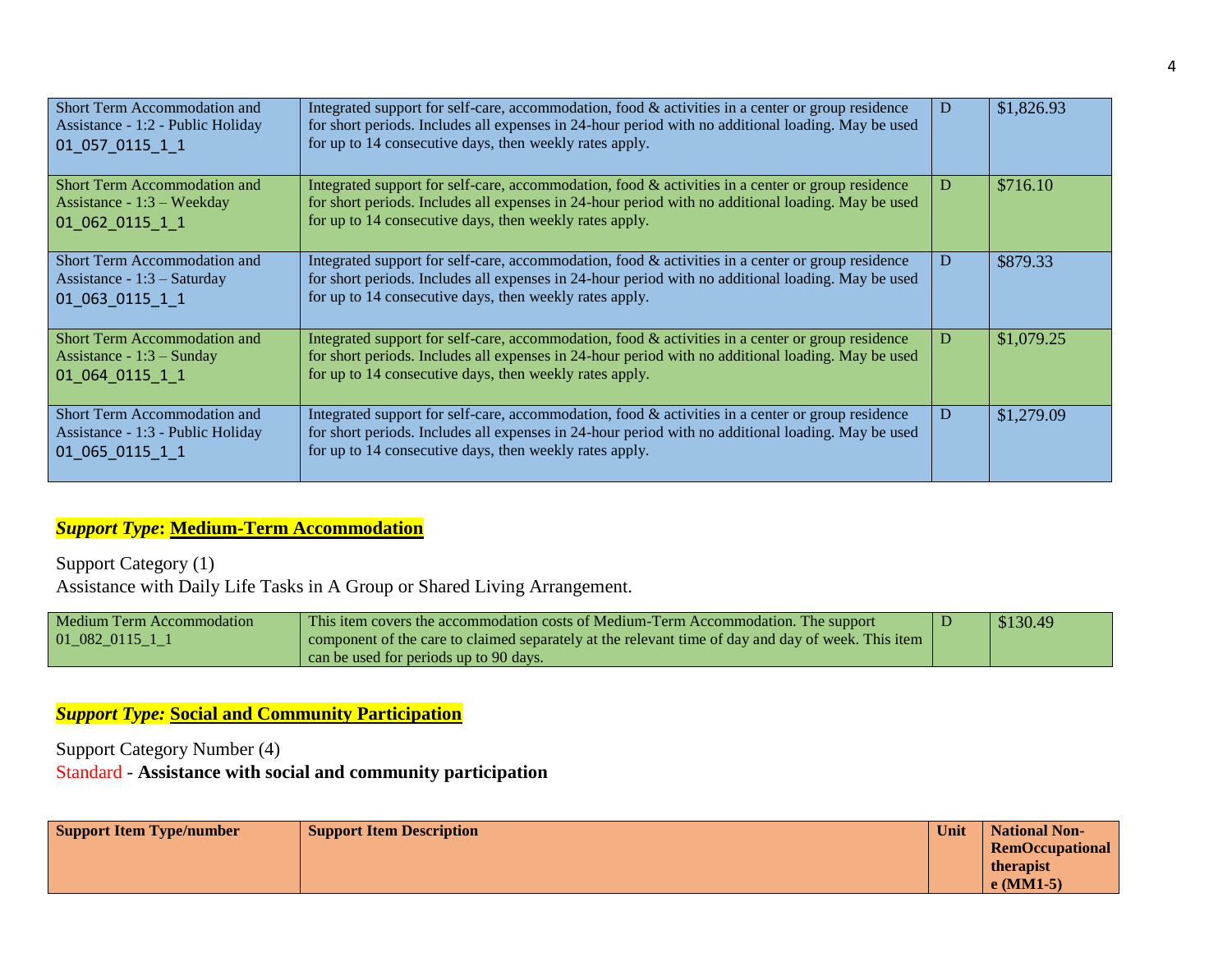| Short Term Accommodation and Assistance - 1:2 - Public Holiday 01_057_0115_1_1 | Integrated support for self-care, accommodation, food & activities in a center or group residence for short periods. Includes all expenses in 24-hour period with no additional loading. May be used for up to 14 consecutive days, then weekly rates apply. | D | $1,826.93 |
|---|---|---|---|
| Short Term Accommodation and Assistance - 1:3 – Weekday 01_062_0115_1_1 | Integrated support for self-care, accommodation, food & activities in a center or group residence for short periods. Includes all expenses in 24-hour period with no additional loading. May be used for up to 14 consecutive days, then weekly rates apply. | D | $716.10 |
| Short Term Accommodation and Assistance - 1:3 – Saturday 01_063_0115_1_1 | Integrated support for self-care, accommodation, food & activities in a center or group residence for short periods. Includes all expenses in 24-hour period with no additional loading. May be used for up to 14 consecutive days, then weekly rates apply. | D | $879.33 |
| Short Term Accommodation and Assistance - 1:3 – Sunday 01_064_0115_1_1 | Integrated support for self-care, accommodation, food & activities in a center or group residence for short periods. Includes all expenses in 24-hour period with no additional loading. May be used for up to 14 consecutive days, then weekly rates apply. | D | $1,079.25 |
| Short Term Accommodation and Assistance - 1:3 - Public Holiday 01_065_0115_1_1 | Integrated support for self-care, accommodation, food & activities in a center or group residence for short periods. Includes all expenses in 24-hour period with no additional loading. May be used for up to 14 consecutive days, then weekly rates apply. | D | $1,279.09 |

## *Support Type*: Medium-Term Accommodation

Support Category (1)
Assistance with Daily Life Tasks in A Group or Shared Living Arrangement.

| Medium Term Accommodation 01_082_0115_1_1 | This item covers the accommodation costs of Medium-Term Accommodation. The support component of the care to claimed separately at the relevant time of day and day of week. This item can be used for periods up to 90 days. | D | $130.49 |
|---|---|---|---|

## *Support Type:* Social and Community Participation

Support Category Number (4)
Standard - **Assistance with social and community participation**

| **Support Item Type/number** | **Support Item Description** | **Unit** | **National Non-RemOccupational therapist e (MM1-5)** |
|---|---|---|---|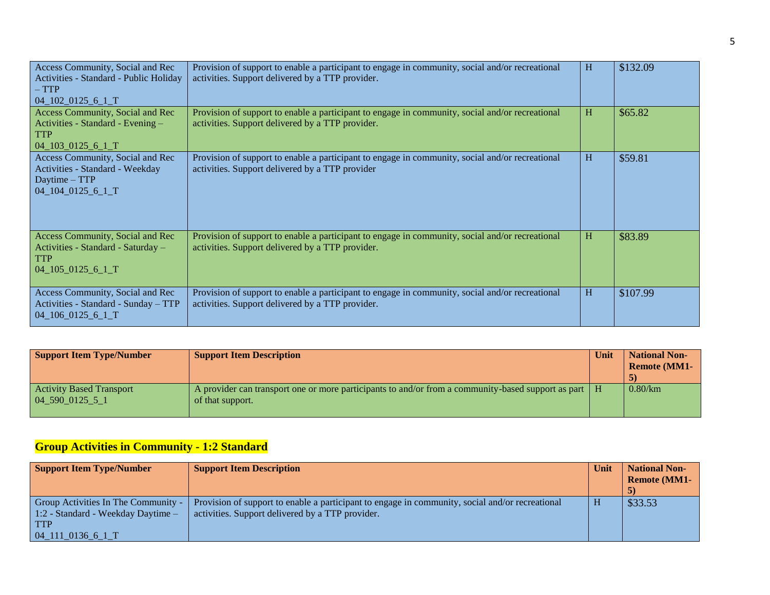| | | | |
|---|---|---|---|
| Access Community, Social and Rec Activities - Standard - Public Holiday – TTP<br>04_102_0125_6_1_T | Provision of support to enable a participant to engage in community, social and/or recreational activities. Support delivered by a TTP provider. | H | $132.09 |
| Access Community, Social and Rec Activities - Standard - Evening – TTP<br>04_103_0125_6_1_T | Provision of support to enable a participant to engage in community, social and/or recreational activities. Support delivered by a TTP provider. | H | $65.82 |
| Access Community, Social and Rec Activities - Standard - Weekday Daytime – TTP<br>04_104_0125_6_1_T | Provision of support to enable a participant to engage in community, social and/or recreational activities. Support delivered by a TTP provider | H | $59.81 |
| Access Community, Social and Rec Activities - Standard - Saturday – TTP<br>04_105_0125_6_1_T | Provision of support to enable a participant to engage in community, social and/or recreational activities. Support delivered by a TTP provider. | H | $83.89 |
| Access Community, Social and Rec Activities - Standard - Sunday – TTP<br>04_106_0125_6_1_T | Provision of support to enable a participant to engage in community, social and/or recreational activities. Support delivered by a TTP provider. | H | $107.99 |

| **Support Item Type/Number** | **Support Item Description** | **Unit** | **National Non-Remote (MM1-5)** |
|---|---|---|---|
| Activity Based Transport<br>04_590_0125_5_1 | A provider can transport one or more participants to and/or from a community-based support as part of that support. | H | 0.80/km |

## Group Activities in Community - 1:2 Standard

| **Support Item Type/Number** | **Support Item Description** | **Unit** | **National Non-Remote (MM1-5)** |
|---|---|---|---|
| Group Activities In The Community - 1:2 - Standard - Weekday Daytime – TTP<br>04_111_0136_6_1_T | Provision of support to enable a participant to engage in community, social and/or recreational activities. Support delivered by a TTP provider. | H | $33.53 |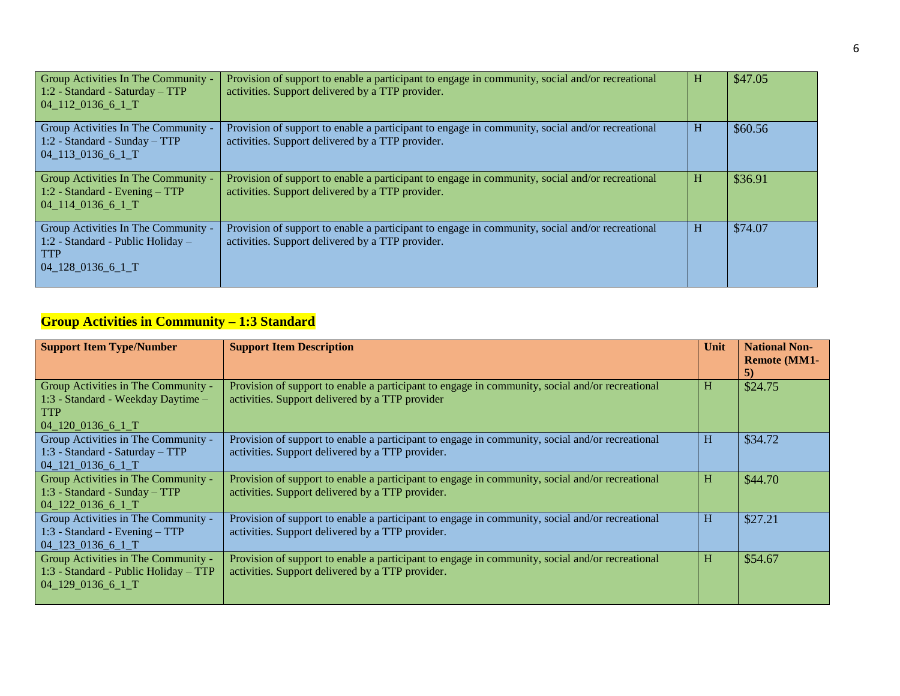| Group Activities In The Community - 1:2 - Standard - Saturday – TTP 04_112_0136_6_1_T | Provision of support to enable a participant to engage in community, social and/or recreational activities. Support delivered by a TTP provider. | H | $47.05 |
|---|---|---|---|
| Group Activities In The Community - 1:2 - Standard - Sunday – TTP 04_113_0136_6_1_T | Provision of support to enable a participant to engage in community, social and/or recreational activities. Support delivered by a TTP provider. | H | $60.56 |
| Group Activities In The Community - 1:2 - Standard - Evening – TTP 04_114_0136_6_1_T | Provision of support to enable a participant to engage in community, social and/or recreational activities. Support delivered by a TTP provider. | H | $36.91 |
| Group Activities In The Community - 1:2 - Standard - Public Holiday – TTP 04_128_0136_6_1_T | Provision of support to enable a participant to engage in community, social and/or recreational activities. Support delivered by a TTP provider. | H | $74.07 |

## Group Activities in Community – 1:3 Standard

| Support Item Type/Number | Support Item Description | Unit | National Non-Remote (MM1-5) |
|---|---|---|---|
| Group Activities in The Community - 1:3 - Standard - Weekday Daytime – TTP 04_120_0136_6_1_T | Provision of support to enable a participant to engage in community, social and/or recreational activities. Support delivered by a TTP provider | H | $24.75 |
| Group Activities in The Community - 1:3 - Standard - Saturday – TTP 04_121_0136_6_1_T | Provision of support to enable a participant to engage in community, social and/or recreational activities. Support delivered by a TTP provider. | H | $34.72 |
| Group Activities in The Community - 1:3 - Standard - Sunday – TTP 04_122_0136_6_1_T | Provision of support to enable a participant to engage in community, social and/or recreational activities. Support delivered by a TTP provider. | H | $44.70 |
| Group Activities in The Community - 1:3 - Standard - Evening – TTP 04_123_0136_6_1_T | Provision of support to enable a participant to engage in community, social and/or recreational activities. Support delivered by a TTP provider. | H | $27.21 |
| Group Activities in The Community - 1:3 - Standard - Public Holiday – TTP 04_129_0136_6_1_T | Provision of support to enable a participant to engage in community, social and/or recreational activities. Support delivered by a TTP provider. | H | $54.67 |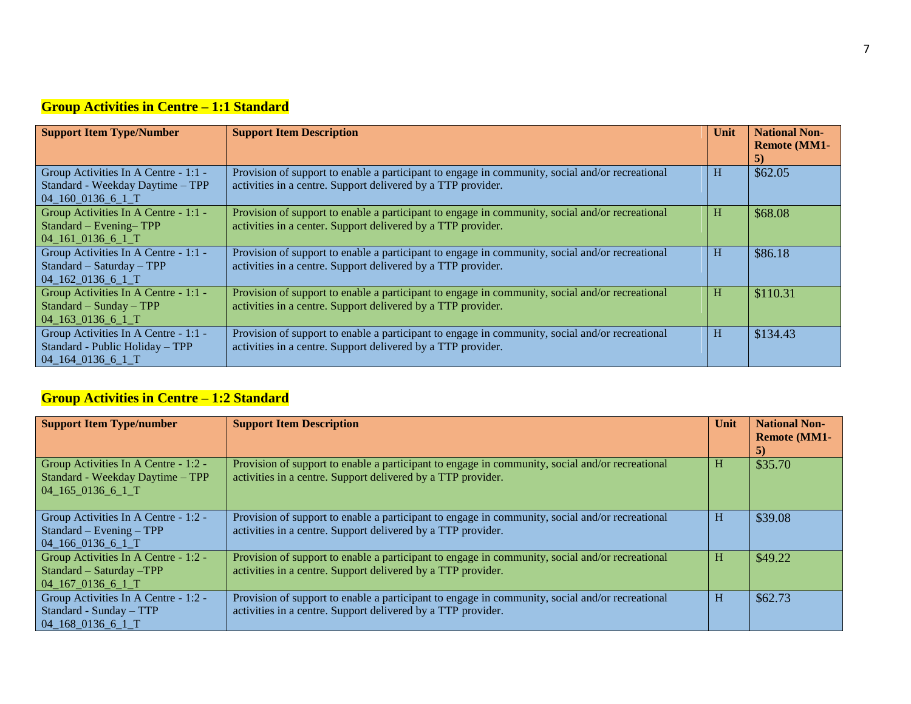## Group Activities in Centre – 1:1 Standard

| Support Item Type/Number | Support Item Description | Unit | National Non-Remote (MM1-5) |
|---|---|---|---|
| Group Activities In A Centre - 1:1 - Standard - Weekday Daytime – TPP 04_160_0136_6_1_T | Provision of support to enable a participant to engage in community, social and/or recreational activities in a centre. Support delivered by a TTP provider. | H | $62.05 |
| Group Activities In A Centre - 1:1 - Standard – Evening– TPP 04_161_0136_6_1_T | Provision of support to enable a participant to engage in community, social and/or recreational activities in a center. Support delivered by a TTP provider. | H | $68.08 |
| Group Activities In A Centre - 1:1 - Standard – Saturday – TPP 04_162_0136_6_1_T | Provision of support to enable a participant to engage in community, social and/or recreational activities in a centre. Support delivered by a TTP provider. | H | $86.18 |
| Group Activities In A Centre - 1:1 - Standard – Sunday – TPP 04_163_0136_6_1_T | Provision of support to enable a participant to engage in community, social and/or recreational activities in a centre. Support delivered by a TTP provider. | H | $110.31 |
| Group Activities In A Centre - 1:1 - Standard - Public Holiday – TPP 04_164_0136_6_1_T | Provision of support to enable a participant to engage in community, social and/or recreational activities in a centre. Support delivered by a TTP provider. | H | $134.43 |

## Group Activities in Centre – 1:2 Standard

| Support Item Type/number | Support Item Description | Unit | National Non-Remote (MM1-5) |
|---|---|---|---|
| Group Activities In A Centre - 1:2 - Standard - Weekday Daytime – TPP 04_165_0136_6_1_T | Provision of support to enable a participant to engage in community, social and/or recreational activities in a centre. Support delivered by a TTP provider. | H | $35.70 |
| Group Activities In A Centre - 1:2 - Standard – Evening – TPP 04_166_0136_6_1_T | Provision of support to enable a participant to engage in community, social and/or recreational activities in a centre. Support delivered by a TTP provider. | H | $39.08 |
| Group Activities In A Centre - 1:2 - Standard – Saturday –TPP 04_167_0136_6_1_T | Provision of support to enable a participant to engage in community, social and/or recreational activities in a centre. Support delivered by a TTP provider. | H | $49.22 |
| Group Activities In A Centre - 1:2 - Standard - Sunday – TTP 04_168_0136_6_1_T | Provision of support to enable a participant to engage in community, social and/or recreational activities in a centre. Support delivered by a TTP provider. | H | $62.73 |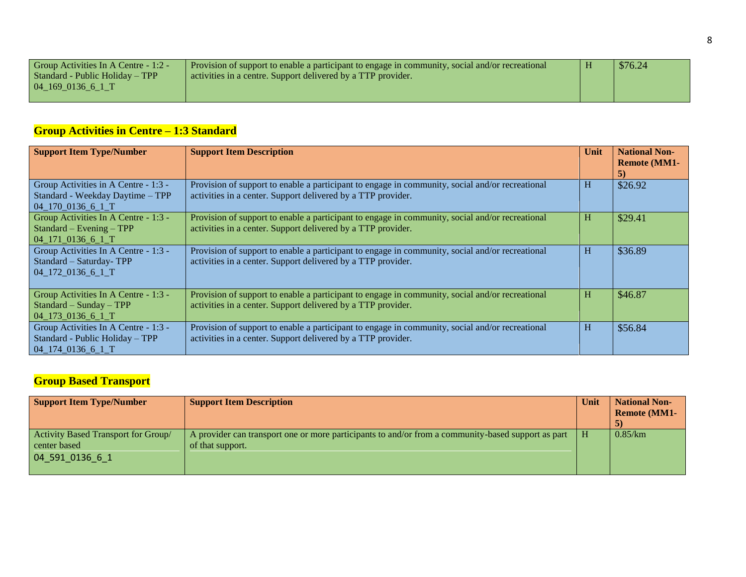| Group Activities In A Centre - 1:2 - Standard - Public Holiday – TPP 04_169_0136_6_1_T | Provision of support to enable a participant to engage in community, social and/or recreational activities in a centre. Support delivered by a TTP provider. | H | $76.24 |
|---|---|---|---|

## Group Activities in Centre – 1:3 Standard

| Support Item Type/Number | Support Item Description | Unit | National Non-Remote (MM1-5) |
|---|---|---|---|
| Group Activities in A Centre - 1:3 - Standard - Weekday Daytime – TPP 04_170_0136_6_1_T | Provision of support to enable a participant to engage in community, social and/or recreational activities in a center. Support delivered by a TTP provider. | H | $26.92 |
| Group Activities In A Centre - 1:3 - Standard – Evening – TPP 04_171_0136_6_1_T | Provision of support to enable a participant to engage in community, social and/or recreational activities in a center. Support delivered by a TTP provider. | H | $29.41 |
| Group Activities In A Centre - 1:3 - Standard – Saturday- TPP 04_172_0136_6_1_T | Provision of support to enable a participant to engage in community, social and/or recreational activities in a center. Support delivered by a TTP provider. | H | $36.89 |
| Group Activities In A Centre - 1:3 - Standard – Sunday – TPP 04_173_0136_6_1_T | Provision of support to enable a participant to engage in community, social and/or recreational activities in a center. Support delivered by a TTP provider. | H | $46.87 |
| Group Activities In A Centre - 1:3 - Standard - Public Holiday – TPP 04_174_0136_6_1_T | Provision of support to enable a participant to engage in community, social and/or recreational activities in a center. Support delivered by a TTP provider. | H | $56.84 |

## Group Based Transport

| Support Item Type/Number | Support Item Description | Unit | National Non-Remote (MM1-5) |
|---|---|---|---|
| Activity Based Transport for Group/ center based 04_591_0136_6_1 | A provider can transport one or more participants to and/or from a community-based support as part of that support. | H | 0.85/km |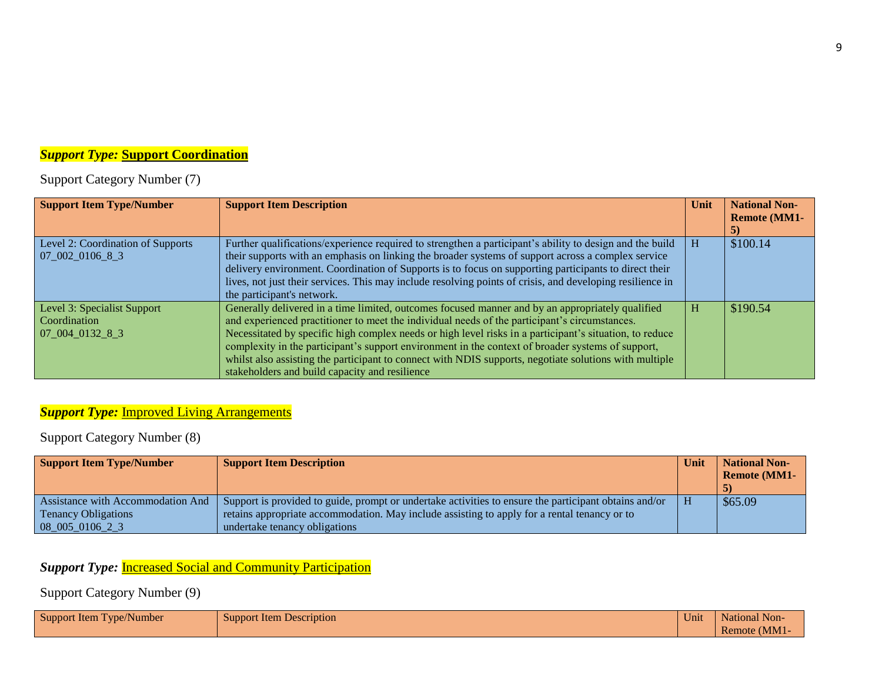***Support Type:* Support Coordination**

Support Category Number (7)

| Support Item Type/Number | Support Item Description | Unit | National Non-Remote (MM1-5) |
|---|---|---|---|
| Level 2: Coordination of Supports 07_002_0106_8_3 | Further qualifications/experience required to strengthen a participant's ability to design and the build their supports with an emphasis on linking the broader systems of support across a complex service delivery environment. Coordination of Supports is to focus on supporting participants to direct their lives, not just their services. This may include resolving points of crisis, and developing resilience in the participant's network. | H | $100.14 |
| Level 3: Specialist Support Coordination 07_004_0132_8_3 | Generally delivered in a time limited, outcomes focused manner and by an appropriately qualified and experienced practitioner to meet the individual needs of the participant's circumstances. Necessitated by specific high complex needs or high level risks in a participant's situation, to reduce complexity in the participant's support environment in the context of broader systems of support, whilst also assisting the participant to connect with NDIS supports, negotiate solutions with multiple stakeholders and build capacity and resilience | H | $190.54 |

***Support Type:*** Improved Living Arrangements

Support Category Number (8)

| Support Item Type/Number | Support Item Description | Unit | National Non-Remote (MM1-5) |
|---|---|---|---|
| Assistance with Accommodation And Tenancy Obligations 08_005_0106_2_3 | Support is provided to guide, prompt or undertake activities to ensure the participant obtains and/or retains appropriate accommodation. May include assisting to apply for a rental tenancy or to undertake tenancy obligations | H | $65.09 |

***Support Type:*** Increased Social and Community Participation

Support Category Number (9)

| Support Item Type/Number | Support Item Description | Unit | National Non-Remote (MM1- |
|---|---|---|---|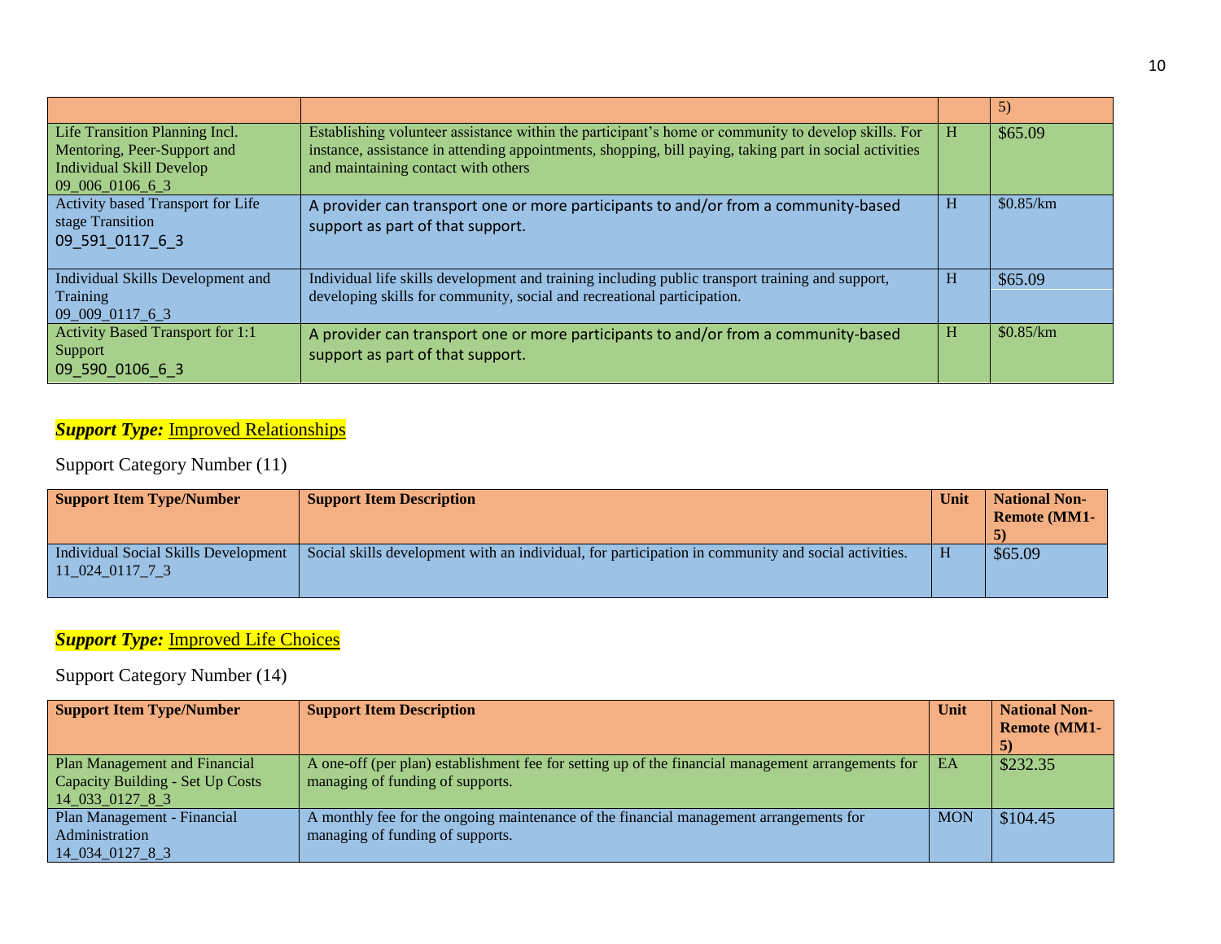| | | | 5) |
|---|---|---|---|
| Life Transition Planning Incl. Mentoring, Peer-Support and Individual Skill Develop 09_006_0106_6_3 | Establishing volunteer assistance within the participant's home or community to develop skills. For instance, assistance in attending appointments, shopping, bill paying, taking part in social activities and maintaining contact with others | H | $65.09 |
| Activity based Transport for Life stage Transition 09_591_0117_6_3 | A provider can transport one or more participants to and/or from a community-based support as part of that support. | H | $0.85/km |
| Individual Skills Development and Training 09_009_0117_6_3 | Individual life skills development and training including public transport training and support, developing skills for community, social and recreational participation. | H | $65.09 |
| Activity Based Transport for 1:1 Support 09_590_0106_6_3 | A provider can transport one or more participants to and/or from a community-based support as part of that support. | H | $0.85/km |

***Support Type:*** Improved Relationships

Support Category Number (11)

| **Support Item Type/Number** | **Support Item Description** | **Unit** | **National Non-Remote (MM1-5)** |
|---|---|---|---|
| Individual Social Skills Development 11_024_0117_7_3 | Social skills development with an individual, for participation in community and social activities. | H | $65.09 |

***Support Type:*** Improved Life Choices

Support Category Number (14)

| **Support Item Type/Number** | **Support Item Description** | **Unit** | **National Non-Remote (MM1-5)** |
|---|---|---|---|
| Plan Management and Financial Capacity Building - Set Up Costs 14_033_0127_8_3 | A one-off (per plan) establishment fee for setting up of the financial management arrangements for managing of funding of supports. | EA | $232.35 |
| Plan Management - Financial Administration 14_034_0127_8_3 | A monthly fee for the ongoing maintenance of the financial management arrangements for managing of funding of supports. | MON | $104.45 |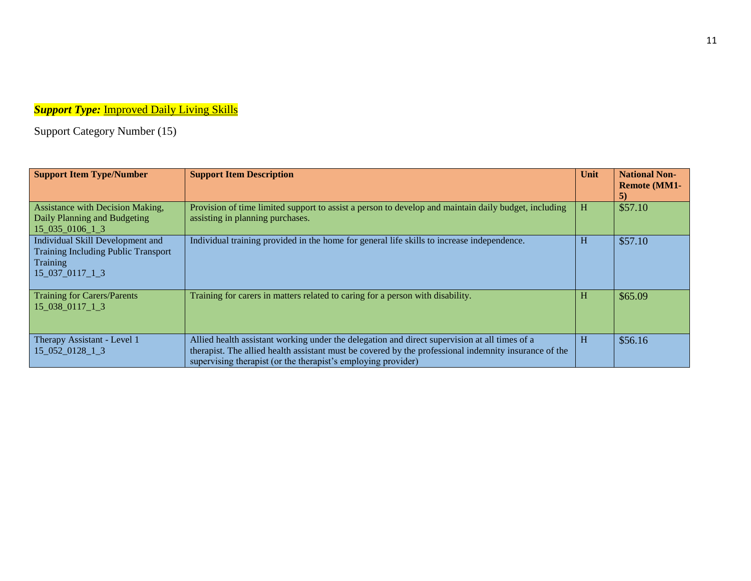***Support Type:*** Improved Daily Living Skills

Support Category Number (15)

| **Support Item Type/Number** | **Support Item Description** | **Unit** | **National Non-Remote (MM1-5)** |
|---|---|---|---|
| Assistance with Decision Making, Daily Planning and Budgeting 15_035_0106_1_3 | Provision of time limited support to assist a person to develop and maintain daily budget, including assisting in planning purchases. | H | $57.10 |
| Individual Skill Development and Training Including Public Transport Training 15_037_0117_1_3 | Individual training provided in the home for general life skills to increase independence. | H | $57.10 |
| Training for Carers/Parents 15_038_0117_1_3 | Training for carers in matters related to caring for a person with disability. | H | $65.09 |
| Therapy Assistant - Level 1 15_052_0128_1_3 | Allied health assistant working under the delegation and direct supervision at all times of a therapist. The allied health assistant must be covered by the professional indemnity insurance of the supervising therapist (or the therapist's employing provider) | H | $56.16 |